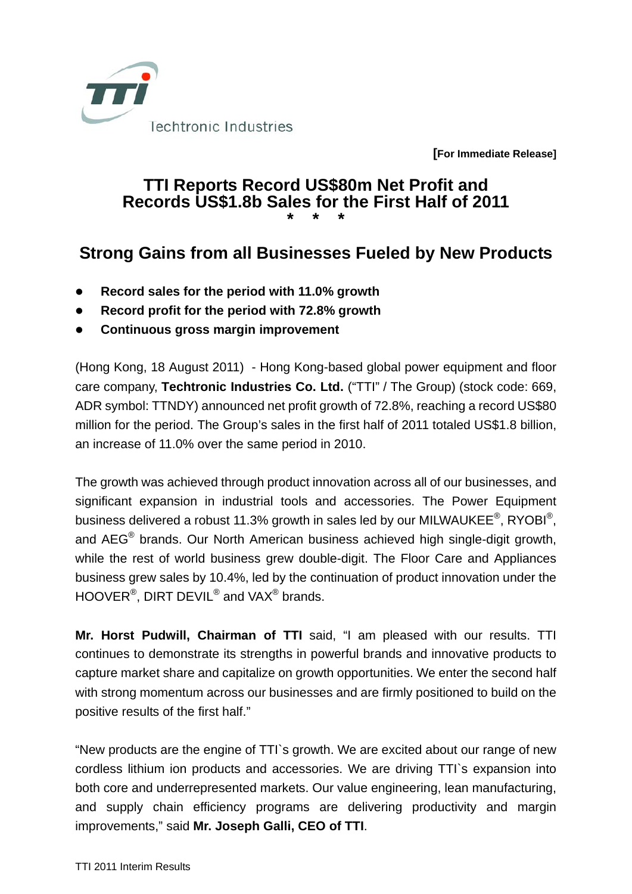Techtronic Industries

**[For Immediate Release]**

# TTI Reports Record US$80m Net Profit and Records US$1.8b Sales for the First Half of 2011

\* \* \*

## Strong Gains from all Businesses Fueled by New Products

- **Record sales for the period with 11.0% growth**
- **Record profit for the period with 72.8% growth**
- **Continuous gross margin improvement**

(Hong Kong, 18 August 2011) - Hong Kong-based global power equipment and floor care company, **Techtronic Industries Co. Ltd.** ("TTI" / The Group) (stock code: 669, ADR symbol: TTNDY) announced net profit growth of 72.8%, reaching a record US$80 million for the period. The Group's sales in the first half of 2011 totaled US$1.8 billion, an increase of 11.0% over the same period in 2010.

The growth was achieved through product innovation across all of our businesses, and significant expansion in industrial tools and accessories. The Power Equipment business delivered a robust 11.3% growth in sales led by our MILWAUKEE®, RYOBI®, and AEG® brands. Our North American business achieved high single-digit growth, while the rest of world business grew double-digit. The Floor Care and Appliances business grew sales by 10.4%, led by the continuation of product innovation under the HOOVER®, DIRT DEVIL® and VAX® brands.

**Mr. Horst Pudwill, Chairman of TTI** said, "I am pleased with our results. TTI continues to demonstrate its strengths in powerful brands and innovative products to capture market share and capitalize on growth opportunities. We enter the second half with strong momentum across our businesses and are firmly positioned to build on the positive results of the first half."

"New products are the engine of TTI`s growth. We are excited about our range of new cordless lithium ion products and accessories. We are driving TTI`s expansion into both core and underrepresented markets. Our value engineering, lean manufacturing, and supply chain efficiency programs are delivering productivity and margin improvements," said **Mr. Joseph Galli, CEO of TTI**.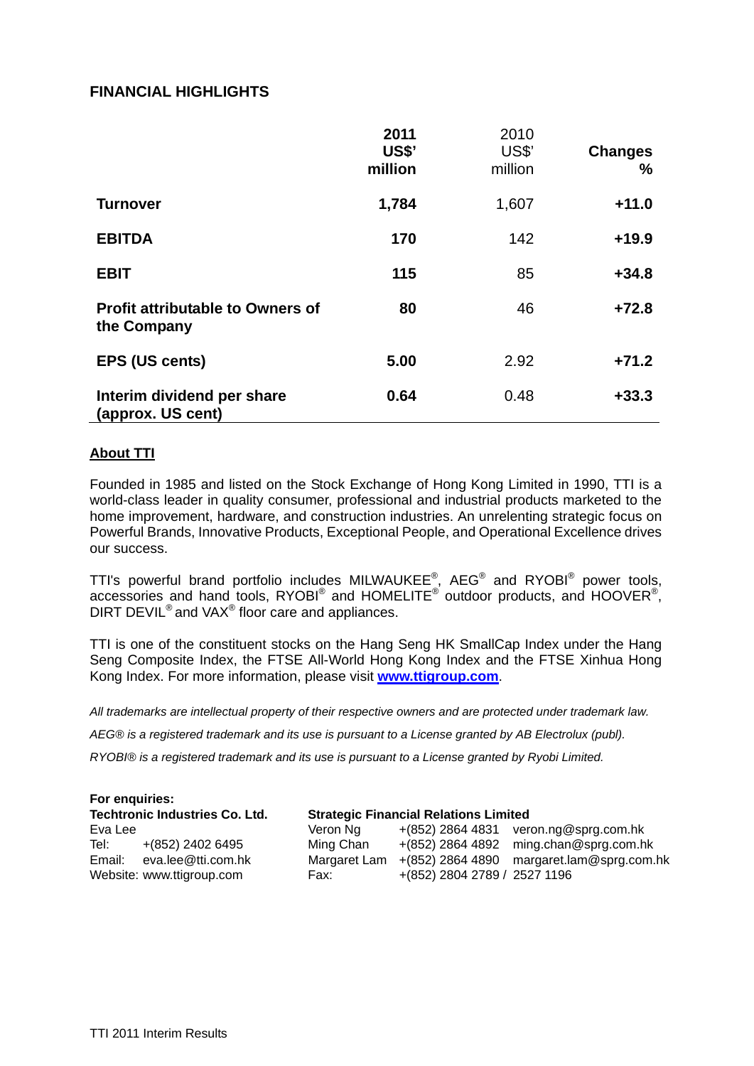## FINANCIAL HIGHLIGHTS

| | 2011 US$' million | 2010 US$' million | Changes % |
|---|---|---|---|
| **Turnover** | **1,784** | 1,607 | **+11.0** |
| **EBITDA** | **170** | 142 | **+19.9** |
| **EBIT** | **115** | 85 | **+34.8** |
| **Profit attributable to Owners of the Company** | **80** | 46 | **+72.8** |
| **EPS (US cents)** | **5.00** | 2.92 | **+71.2** |
| **Interim dividend per share (approx. US cent)** | **0.64** | 0.48 | **+33.3** |

### About TTI

Founded in 1985 and listed on the Stock Exchange of Hong Kong Limited in 1990, TTI is a world-class leader in quality consumer, professional and industrial products marketed to the home improvement, hardware, and construction industries. An unrelenting strategic focus on Powerful Brands, Innovative Products, Exceptional People, and Operational Excellence drives our success.

TTI's powerful brand portfolio includes MILWAUKEE®, AEG® and RYOBI® power tools, accessories and hand tools, RYOBI® and HOMELITE® outdoor products, and HOOVER®, DIRT DEVIL® and VAX® floor care and appliances.

TTI is one of the constituent stocks on the Hang Seng HK SmallCap Index under the Hang Seng Composite Index, the FTSE All-World Hong Kong Index and the FTSE Xinhua Hong Kong Index. For more information, please visit **www.ttigroup.com**.

*All trademarks are intellectual property of their respective owners and are protected under trademark law.*

*AEG® is a registered trademark and its use is pursuant to a License granted by AB Electrolux (publ).*

*RYOBI® is a registered trademark and its use is pursuant to a License granted by Ryobi Limited.*

**For enquiries:**

**Techtronic Industries Co. Ltd.**
Eva Lee
Tel: +(852) 2402 6495
Email: eva.lee@tti.com.hk
Website: www.ttigroup.com

**Strategic Financial Relations Limited**

| | | |
|---|---|---|
| Veron Ng | +(852) 2864 4831 | veron.ng@sprg.com.hk |
| Ming Chan | +(852) 2864 4892 | ming.chan@sprg.com.hk |
| Margaret Lam | +(852) 2864 4890 | margaret.lam@sprg.com.hk |
| Fax: | +(852) 2804 2789 / 2527 1196 | |